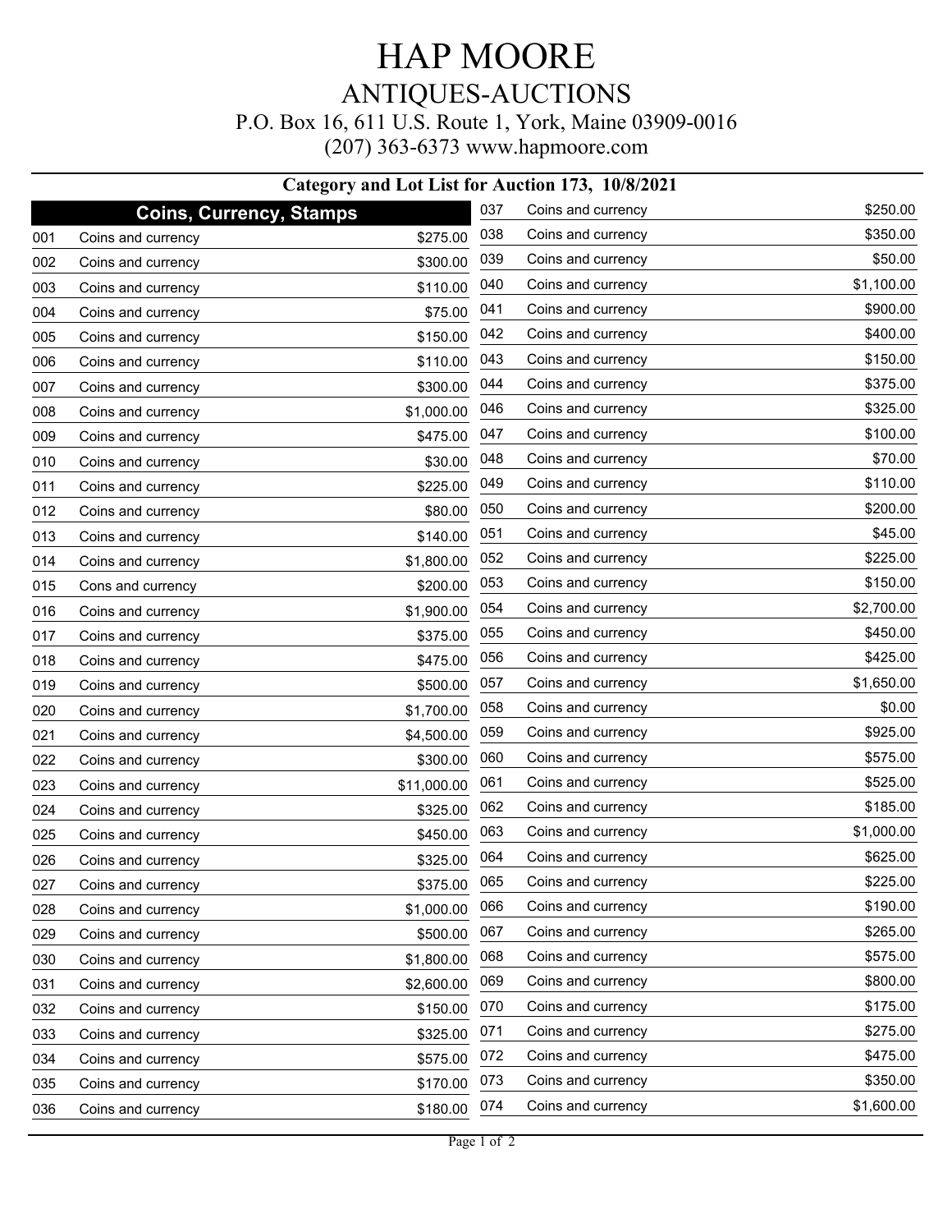# HAP MOORE

## ANTIQUES-AUCTIONS

P.O. Box 16, 611 U.S. Route 1, York, Maine 03909-0016

(207) 363-6373 www.hapmoore.com

### Category and Lot List for Auction 173, 10/8/2021

**Coins, Currency, Stamps**

| Lot | Description | Price |
|---|---|---|
| 001 | Coins and currency | $275.00 |
| 002 | Coins and currency | $300.00 |
| 003 | Coins and currency | $110.00 |
| 004 | Coins and currency | $75.00 |
| 005 | Coins and currency | $150.00 |
| 006 | Coins and currency | $110.00 |
| 007 | Coins and currency | $300.00 |
| 008 | Coins and currency | $1,000.00 |
| 009 | Coins and currency | $475.00 |
| 010 | Coins and currency | $30.00 |
| 011 | Coins and currency | $225.00 |
| 012 | Coins and currency | $80.00 |
| 013 | Coins and currency | $140.00 |
| 014 | Coins and currency | $1,800.00 |
| 015 | Cons and currency | $200.00 |
| 016 | Coins and currency | $1,900.00 |
| 017 | Coins and currency | $375.00 |
| 018 | Coins and currency | $475.00 |
| 019 | Coins and currency | $500.00 |
| 020 | Coins and currency | $1,700.00 |
| 021 | Coins and currency | $4,500.00 |
| 022 | Coins and currency | $300.00 |
| 023 | Coins and currency | $11,000.00 |
| 024 | Coins and currency | $325.00 |
| 025 | Coins and currency | $450.00 |
| 026 | Coins and currency | $325.00 |
| 027 | Coins and currency | $375.00 |
| 028 | Coins and currency | $1,000.00 |
| 029 | Coins and currency | $500.00 |
| 030 | Coins and currency | $1,800.00 |
| 031 | Coins and currency | $2,600.00 |
| 032 | Coins and currency | $150.00 |
| 033 | Coins and currency | $325.00 |
| 034 | Coins and currency | $575.00 |
| 035 | Coins and currency | $170.00 |
| 036 | Coins and currency | $180.00 |
| 037 | Coins and currency | $250.00 |
| 038 | Coins and currency | $350.00 |
| 039 | Coins and currency | $50.00 |
| 040 | Coins and currency | $1,100.00 |
| 041 | Coins and currency | $900.00 |
| 042 | Coins and currency | $400.00 |
| 043 | Coins and currency | $150.00 |
| 044 | Coins and currency | $375.00 |
| 046 | Coins and currency | $325.00 |
| 047 | Coins and currency | $100.00 |
| 048 | Coins and currency | $70.00 |
| 049 | Coins and currency | $110.00 |
| 050 | Coins and currency | $200.00 |
| 051 | Coins and currency | $45.00 |
| 052 | Coins and currency | $225.00 |
| 053 | Coins and currency | $150.00 |
| 054 | Coins and currency | $2,700.00 |
| 055 | Coins and currency | $450.00 |
| 056 | Coins and currency | $425.00 |
| 057 | Coins and currency | $1,650.00 |
| 058 | Coins and currency | $0.00 |
| 059 | Coins and currency | $925.00 |
| 060 | Coins and currency | $575.00 |
| 061 | Coins and currency | $525.00 |
| 062 | Coins and currency | $185.00 |
| 063 | Coins and currency | $1,000.00 |
| 064 | Coins and currency | $625.00 |
| 065 | Coins and currency | $225.00 |
| 066 | Coins and currency | $190.00 |
| 067 | Coins and currency | $265.00 |
| 068 | Coins and currency | $575.00 |
| 069 | Coins and currency | $800.00 |
| 070 | Coins and currency | $175.00 |
| 071 | Coins and currency | $275.00 |
| 072 | Coins and currency | $475.00 |
| 073 | Coins and currency | $350.00 |
| 074 | Coins and currency | $1,600.00 |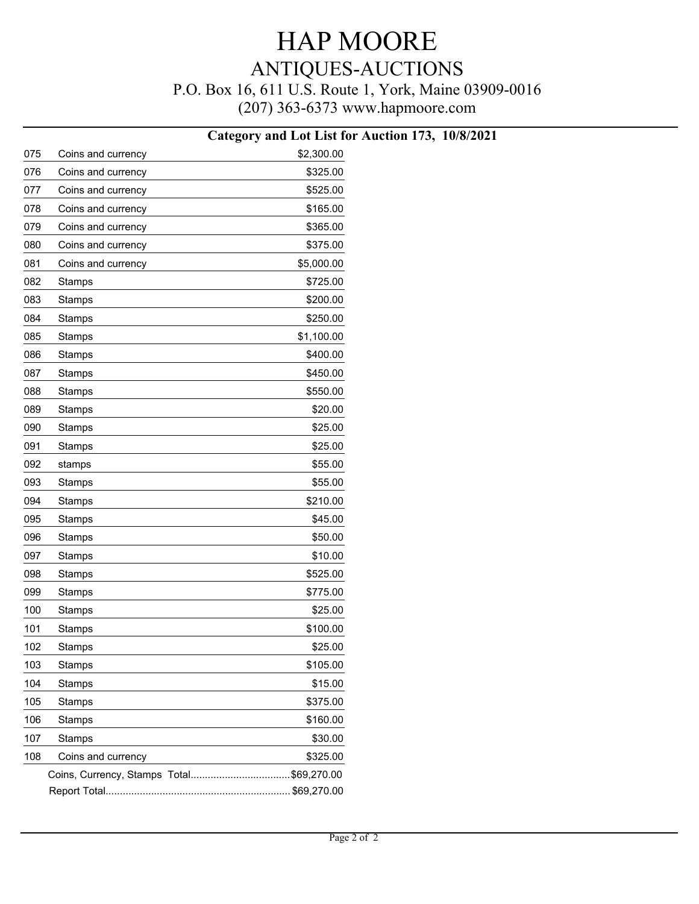# HAP MOORE

## ANTIQUES-AUCTIONS

P.O. Box 16, 611 U.S. Route 1, York, Maine 03909-0016

(207) 363-6373 www.hapmoore.com

### Category and Lot List for Auction 173, 10/8/2021

| | | |
|---|---|---|
| 075 | Coins and currency | $2,300.00 |
| 076 | Coins and currency | $325.00 |
| 077 | Coins and currency | $525.00 |
| 078 | Coins and currency | $165.00 |
| 079 | Coins and currency | $365.00 |
| 080 | Coins and currency | $375.00 |
| 081 | Coins and currency | $5,000.00 |
| 082 | Stamps | $725.00 |
| 083 | Stamps | $200.00 |
| 084 | Stamps | $250.00 |
| 085 | Stamps | $1,100.00 |
| 086 | Stamps | $400.00 |
| 087 | Stamps | $450.00 |
| 088 | Stamps | $550.00 |
| 089 | Stamps | $20.00 |
| 090 | Stamps | $25.00 |
| 091 | Stamps | $25.00 |
| 092 | stamps | $55.00 |
| 093 | Stamps | $55.00 |
| 094 | Stamps | $210.00 |
| 095 | Stamps | $45.00 |
| 096 | Stamps | $50.00 |
| 097 | Stamps | $10.00 |
| 098 | Stamps | $525.00 |
| 099 | Stamps | $775.00 |
| 100 | Stamps | $25.00 |
| 101 | Stamps | $100.00 |
| 102 | Stamps | $25.00 |
| 103 | Stamps | $105.00 |
| 104 | Stamps | $15.00 |
| 105 | Stamps | $375.00 |
| 106 | Stamps | $160.00 |
| 107 | Stamps | $30.00 |
| 108 | Coins and currency | $325.00 |

Coins, Currency, Stamps Total..................................$69,270.00

Report Total................................................................$69,270.00